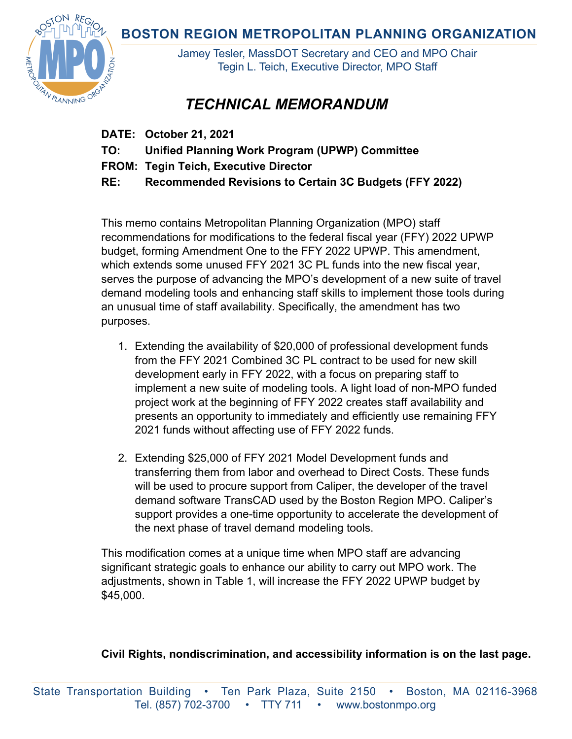# BOSTON REGION METROPOLITAN PLANNING ORGANIZATION

Jamey Tesler, MassDOT Secretary and CEO and MPO Chair
Tegin L. Teich, Executive Director, MPO Staff

## *TECHNICAL MEMORANDUM*

**DATE: October 21, 2021**

**TO: Unified Planning Work Program (UPWP) Committee**

**FROM: Tegin Teich, Executive Director**

**RE: Recommended Revisions to Certain 3C Budgets (FFY 2022)**

This memo contains Metropolitan Planning Organization (MPO) staff recommendations for modifications to the federal fiscal year (FFY) 2022 UPWP budget, forming Amendment One to the FFY 2022 UPWP. This amendment, which extends some unused FFY 2021 3C PL funds into the new fiscal year, serves the purpose of advancing the MPO's development of a new suite of travel demand modeling tools and enhancing staff skills to implement those tools during an unusual time of staff availability. Specifically, the amendment has two purposes.

1. Extending the availability of $20,000 of professional development funds from the FFY 2021 Combined 3C PL contract to be used for new skill development early in FFY 2022, with a focus on preparing staff to implement a new suite of modeling tools. A light load of non-MPO funded project work at the beginning of FFY 2022 creates staff availability and presents an opportunity to immediately and efficiently use remaining FFY 2021 funds without affecting use of FFY 2022 funds.

2. Extending $25,000 of FFY 2021 Model Development funds and transferring them from labor and overhead to Direct Costs. These funds will be used to procure support from Caliper, the developer of the travel demand software TransCAD used by the Boston Region MPO. Caliper's support provides a one-time opportunity to accelerate the development of the next phase of travel demand modeling tools.

This modification comes at a unique time when MPO staff are advancing significant strategic goals to enhance our ability to carry out MPO work. The adjustments, shown in Table 1, will increase the FFY 2022 UPWP budget by $45,000.

**Civil Rights, nondiscrimination, and accessibility information is on the last page.**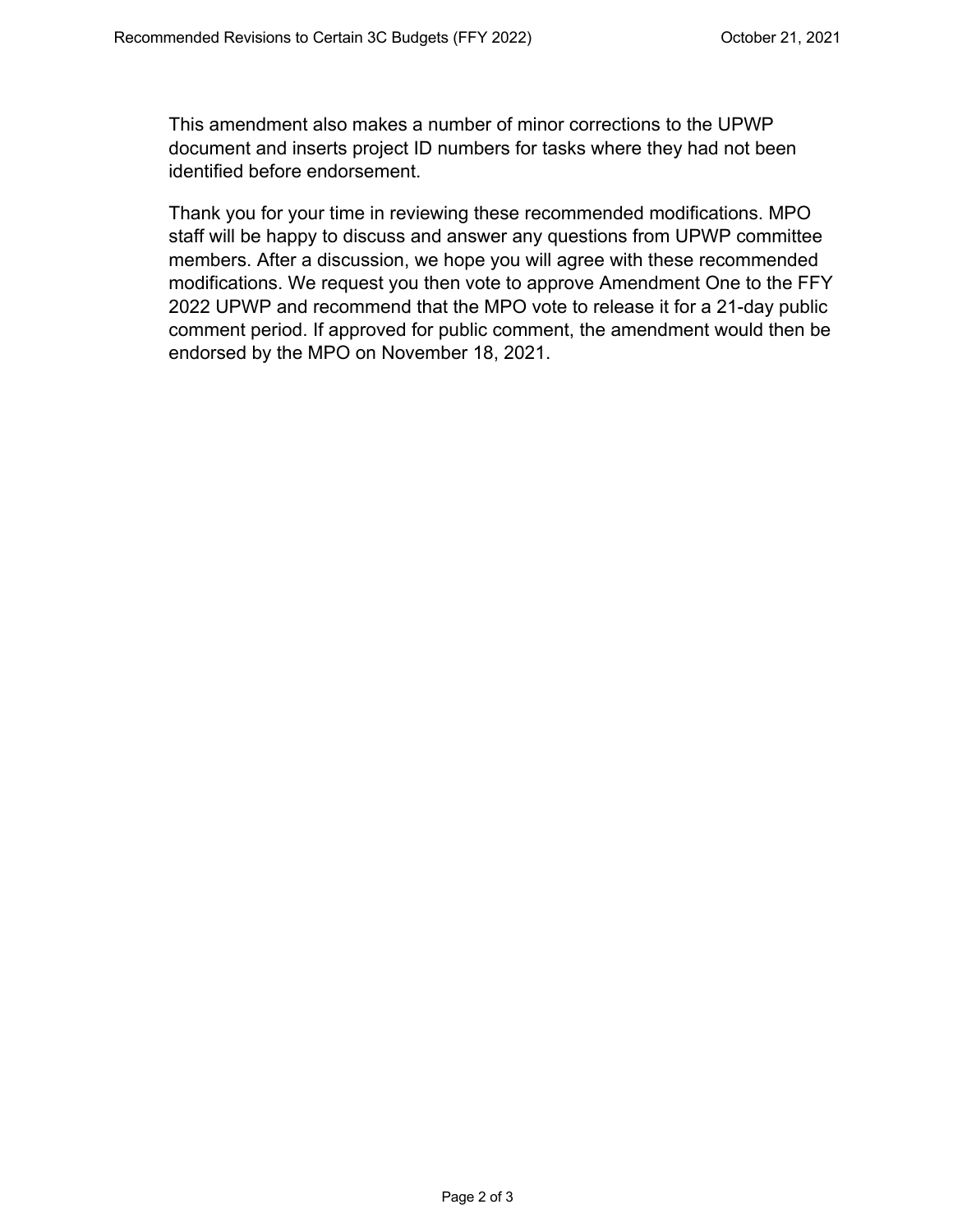This amendment also makes a number of minor corrections to the UPWP document and inserts project ID numbers for tasks where they had not been identified before endorsement.

Thank you for your time in reviewing these recommended modifications. MPO staff will be happy to discuss and answer any questions from UPWP committee members. After a discussion, we hope you will agree with these recommended modifications. We request you then vote to approve Amendment One to the FFY 2022 UPWP and recommend that the MPO vote to release it for a 21-day public comment period. If approved for public comment, the amendment would then be endorsed by the MPO on November 18, 2021.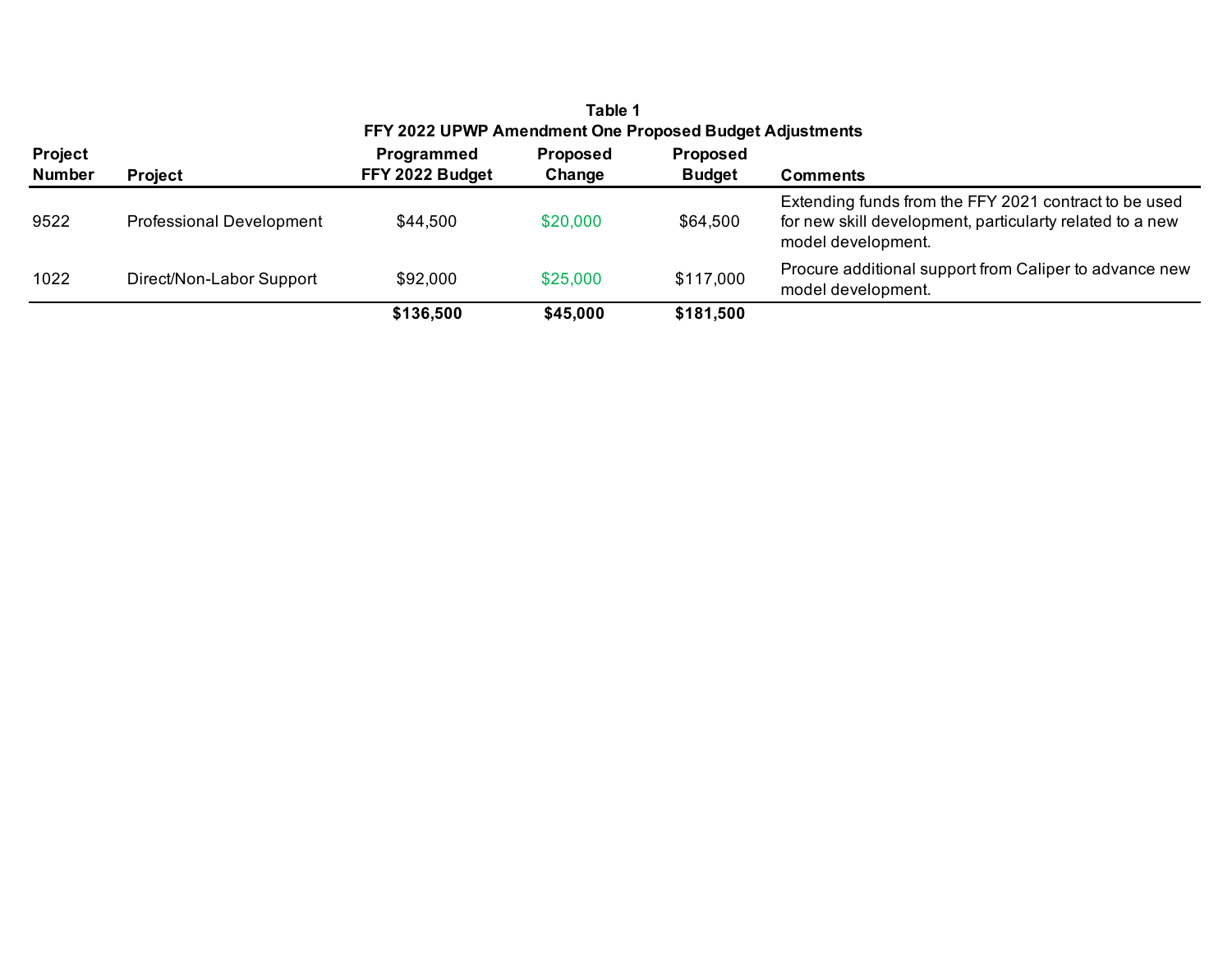**Table 1**
**FFY 2022 UPWP Amendment One Proposed Budget Adjustments**

| Project Number | Project | Programmed FFY 2022 Budget | Proposed Change | Proposed Budget | Comments |
|---|---|---|---|---|---|
| 9522 | Professional Development | $44,500 | $20,000 | $64,500 | Extending funds from the FFY 2021 contract to be used for new skill development, particularty related to a new model development. |
| 1022 | Direct/Non-Labor Support | $92,000 | $25,000 | $117,000 | Procure additional support from Caliper to advance new model development. |
| | | **$136,500** | **$45,000** | **$181,500** | |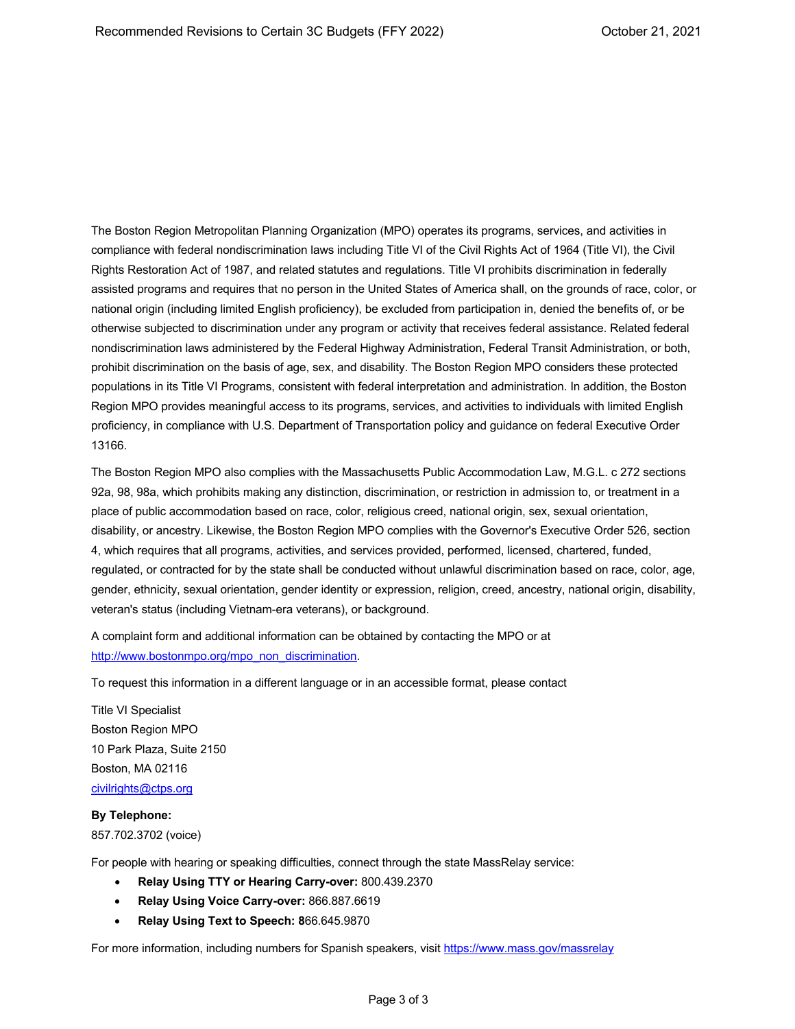The Boston Region Metropolitan Planning Organization (MPO) operates its programs, services, and activities in compliance with federal nondiscrimination laws including Title VI of the Civil Rights Act of 1964 (Title VI), the Civil Rights Restoration Act of 1987, and related statutes and regulations. Title VI prohibits discrimination in federally assisted programs and requires that no person in the United States of America shall, on the grounds of race, color, or national origin (including limited English proficiency), be excluded from participation in, denied the benefits of, or be otherwise subjected to discrimination under any program or activity that receives federal assistance. Related federal nondiscrimination laws administered by the Federal Highway Administration, Federal Transit Administration, or both, prohibit discrimination on the basis of age, sex, and disability. The Boston Region MPO considers these protected populations in its Title VI Programs, consistent with federal interpretation and administration. In addition, the Boston Region MPO provides meaningful access to its programs, services, and activities to individuals with limited English proficiency, in compliance with U.S. Department of Transportation policy and guidance on federal Executive Order 13166.

The Boston Region MPO also complies with the Massachusetts Public Accommodation Law, M.G.L. c 272 sections 92a, 98, 98a, which prohibits making any distinction, discrimination, or restriction in admission to, or treatment in a place of public accommodation based on race, color, religious creed, national origin, sex, sexual orientation, disability, or ancestry. Likewise, the Boston Region MPO complies with the Governor's Executive Order 526, section 4, which requires that all programs, activities, and services provided, performed, licensed, chartered, funded, regulated, or contracted for by the state shall be conducted without unlawful discrimination based on race, color, age, gender, ethnicity, sexual orientation, gender identity or expression, religion, creed, ancestry, national origin, disability, veteran's status (including Vietnam-era veterans), or background.

A complaint form and additional information can be obtained by contacting the MPO or at http://www.bostonmpo.org/mpo_non_discrimination.

To request this information in a different language or in an accessible format, please contact

Title VI Specialist
Boston Region MPO
10 Park Plaza, Suite 2150
Boston, MA 02116
civilrights@ctps.org

**By Telephone:**
857.702.3702 (voice)

For people with hearing or speaking difficulties, connect through the state MassRelay service:

- **Relay Using TTY or Hearing Carry-over:** 800.439.2370
- **Relay Using Voice Carry-over:** 866.887.6619
- **Relay Using Text to Speech: 8**66.645.9870

For more information, including numbers for Spanish speakers, visit https://www.mass.gov/massrelay